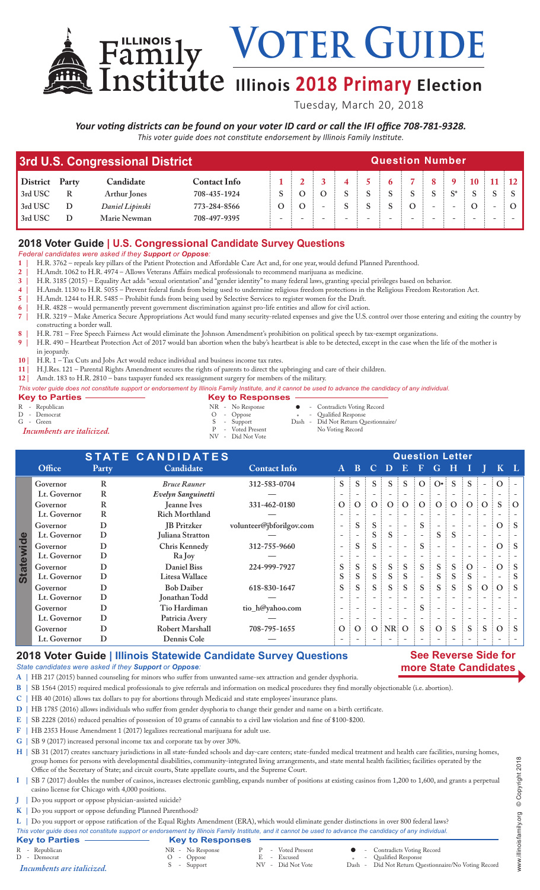# Illinois Family Institute VOTER GUIDE

## Illinois 2018 Primary Election

Tuesday, March 20, 2018

***Your voting districts can be found on your voter ID card or call the IFI office 708-781-9328.***

*This voter guide does not constitute endorsement by Illinois Family Institute.*

## 3rd U.S. Congressional District

| District | Party | Candidate | Contact Info | 1 | 2 | 3 | 4 | 5 | 6 | 7 | 8 | 9 | 10 | 11 | 12 |
|---|---|---|---|---|---|---|---|---|---|---|---|---|---|---|---|
| 3rd USC | R | Arthur Jones | 708-435-1924 | S | O | O | S | S | S | S | S | S* | S | S | S |
| 3rd USC | D | *Daniel Lipinski* | 773-284-8566 | O | O | - | S | S | S | O | - | - | O | - | O |
| 3rd USC | D | Marie Newman | 708-497-9395 | - | - | - | - | - | - | - | - | - | - | - | - |

## 2018 Voter Guide | U.S. Congressional Candidate Survey Questions

*Federal candidates were asked if they **Support** or **Oppose**:*

1 | H.R. 3762 – repeals key pillars of the Patient Protection and Affordable Care Act and, for one year, would defund Planned Parenthood.
2 | H.Amdt. 1062 to H.R. 4974 – Allows Veterans Affairs medical professionals to recommend marijuana as medicine.
3 | H.R. 3185 (2015) – Equality Act adds "sexual orientation" and "gender identity" to many federal laws, granting special privileges based on behavior.
4 | H.Amdt. 1130 to H.R. 5055 – Prevent federal funds from being used to undermine religious freedom protections in the Religious Freedom Restoration Act.
5 | H.Amdt. 1244 to H.R. 5485 – Prohibit funds from being used by Selective Services to register women for the Draft.
6 | H.R. 4828 – would permanently prevent government discrimination against pro-life entities and allow for civil action.
7 | H.R. 3219 – Make America Secure Appropriations Act would fund many security-related expenses and give the U.S. control over those entering and exiting the country by constructing a border wall.
8 | H.R. 781 – Free Speech Fairness Act would eliminate the Johnson Amendment's prohibition on political speech by tax-exempt organizations.
9 | H.R. 490 – Heartbeat Protection Act of 2017 would ban abortion when the baby's heartbeat is able to be detected, except in the case when the life of the mother is in jeopardy.
10 | H.R. 1 – Tax Cuts and Jobs Act would reduce individual and business income tax rates.
11 | H.J.Res. 121 – Parental Rights Amendment secures the rights of parents to direct the upbringing and care of their children.
12 | Amdt. 183 to H.R. 2810 – bans taxpayer funded sex reassignment surgery for members of the military.

*This voter guide does not constitute support or endorsement by Illinois Family Institute, and it cannot be used to advance the candidacy of any individual.*

**Key to Parties**
R - Republican
D - Democrat
G - Green
*Incumbents are italicized.*

**Key to Responses**
NR - No Response
O - Oppose
S - Support
P - Voted Present
NV - Did Not Vote
● - Contradicts Voting Record
* - Qualified Response
Dash - Did Not Return Questionnaire/No Voting Record

## STATE CANDIDATES — Statewide

| Office | Party | Candidate | Contact Info | A | B | C | D | E | F | G | H | I | J | K | L |
|---|---|---|---|---|---|---|---|---|---|---|---|---|---|---|---|
| Governor | R | *Bruce Rauner* | 312-583-0704 | S | S | S | S | S | O | O• | S | S | - | O | - |
| Lt. Governor | R | *Evelyn Sanguinetti* | — | - | - | - | - | - | - | - | - | - | - | - | - |
| Governor | R | Jeanne Ives | 331-462-0180 | O | O | O | O | O | O | O | O | O | O | S | O |
| Lt. Governor | R | Rich Morthland | — | - | - | - | - | - | - | - | - | - | - | - | - |
| Governor | D | JB Pritzker | volunteer@jbforillgov.com | - | S | S | - | - | S | - | - | - | - | O | S |
| Lt. Governor | D | Juliana Stratton | — | - | - | S | S | - | - | S | S | - | - | - | - |
| Governor | D | Chris Kennedy | 312-755-9660 | - | S | S | - | - | S | - | - | - | - | O | S |
| Lt. Governor | D | Ra Joy | — | - | - | - | - | - | - | - | - | - | - | - | - |
| Governor | D | *Daniel Biss* | 224-999-7927 | S | S | S | S | S | S | S | S | O | - | O | S |
| Lt. Governor | D | Litesa Wallace | | S | S | S | S | S | - | S | S | S | - | - | S |
| Governor | D | Bob Daiber | 618-830-1647 | S | S | S | S | S | S | S | S | S | O | O | S |
| Lt. Governor | D | Jonathan Todd | — | - | - | - | - | - | - | - | - | - | - | - | - |
| Governor | D | Tio Hardiman | tio_h@yahoo.com | - | - | - | - | - | S | - | - | - | - | - | - |
| Lt. Governor | D | Patricia Avery | — | - | - | - | - | - | - | - | - | - | - | - | - |
| Governor | D | Robert Marshall | 708-795-1655 | O | O | O | NR | O | S | O | S | S | S | O | S |
| Lt. Governor | D | Dennis Cole | — | - | - | - | - | - | - | - | - | - | - | - | - |

## 2018 Voter Guide | Illinois Statewide Candidate Survey Questions

**See Reverse Side for more State Candidates**

*State candidates were asked if they **Support** or **Oppose**:*

A | HB 217 (2015) banned counseling for minors who suffer from unwanted same-sex attraction and gender dysphoria.
B | SB 1564 (2015) required medical professionals to give referrals and information on medical procedures they find morally objectionable (i.e. abortion).
C | HB 40 (2016) allows tax dollars to pay for abortions through Medicaid and state employees' insurance plans.
D | HB 1785 (2016) allows individuals who suffer from gender dysphoria to change their gender and name on a birth certificate.
E | SB 2228 (2016) reduced penalties of possession of 10 grams of cannabis to a civil law violation and fine of $100-$200.
F | HB 2353 House Amendment 1 (2017) legalizes recreational marijuana for adult use.
G | SB 9 (2017) increased personal income tax and corporate tax by over 30%.
H | SB 31 (2017) creates sanctuary jurisdictions in all state-funded schools and day-care centers; state-funded medical treatment and health care facilities, nursing homes, group homes for persons with developmental disabilities, community-integrated living arrangements, and state mental health facilities; facilities operated by the Office of the Secretary of State; and circuit courts, State appellate courts, and the Supreme Court.
I | SB 7 (2017) doubles the number of casinos, increases electronic gambling, expands number of positions at existing casinos from 1,200 to 1,600, and grants a perpetual casino license for Chicago with 4,000 positions.
J | Do you support or oppose physician-assisted suicide?
K | Do you support or oppose defunding Planned Parenthood?
L | Do you support or oppose ratification of the Equal Rights Amendment (ERA), which would eliminate gender distinctions in over 800 federal laws?

*This voter guide does not constitute support or endorsement by Illinois Family Institute, and it cannot be used to advance the candidacy of any individual.*

**Key to Parties**
R - Republican
D - Democrat
*Incumbents are italicized.*

**Key to Responses**
NR - No Response
O - Oppose
S - Support
P - Voted Present
E - Excused
NV - Did Not Vote
● - Contradicts Voting Record
* - Qualified Response
Dash - Did Not Return Questionnaire/No Voting Record

www.illinoisfamily.org © Copyright 2018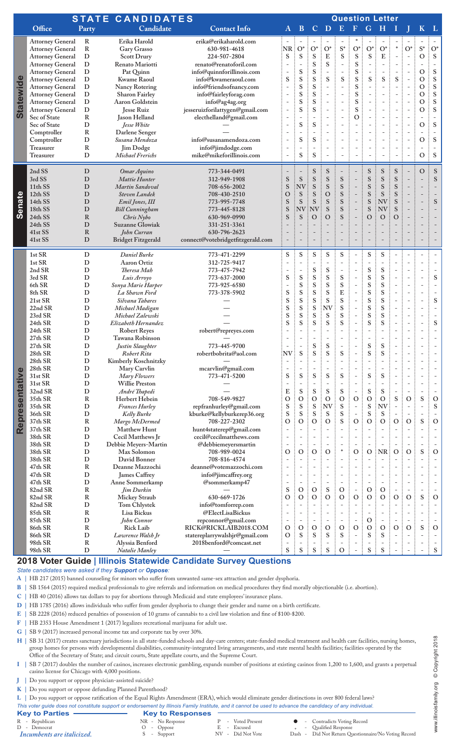# STATE CANDIDATES

| | Office | Party | Candidate | Contact Info | A | B | C | D | E | F | G | H | I | J | K | L |
|---|---|---|---|---|---|---|---|---|---|---|---|---|---|---|---|---|
| Statewide | Attorney General | R | Erika Harold | erika@erikaharold.com | - | - | - | - | - | * | - | - | - | - | - | - |
| | Attorney General | R | Gary Grasso | 630-981-4618 | NR | O* | O* | O* | S* | O* | O* | O* | * | O* | S* | O* |
| | Attorney General | D | Scott Drury | 224-507-2804 | S | S | S | E | S | S | S | E | - | - | O | S |
| | Attorney General | D | Renato Mariotti | renato@renatoforil.com | - | - | S | S | - | S | - | - | - | - | - | - |
| | Attorney General | D | Pat Quinn | info@quinnforillinois.com | - | S | S | - | - | S | - | - | - | - | O | S |
| | Attorney General | D | Kwame Raoul | info@kwameraoul.com | S | S | S | S | S | S | S | S | S | - | O | S |
| | Attorney General | D | Nancy Rotering | info@friendsofnancy.com | - | S | S | - | - | S | - | - | - | - | O | S |
| | Attorney General | D | Sharon Fairley | info@fairleyforag.com | - | S | S | - | - | S | - | - | - | - | O | S |
| | Attorney General | D | Aaron Goldstein | info@ag4ag.org | - | S | S | - | - | S | - | - | - | - | O | S |
| | Attorney General | D | Jesse Ruiz | jesseruizforilattygen@gmail.com | - | S | S | - | - | S | - | - | - | - | O | S |
| | Sec of State | R | Jason Helland | electhelland@gmail.com | - | - | - | - | - | O | - | - | - | - | - | - |
| | Sec of State | D | *Jesse White* | — | - | S | S | - | - | - | - | - | - | - | O | S |
| | Comptroller | R | Darlene Senger | | - | - | - | - | - | - | - | - | - | - | - | - |
| | Comptroller | D | *Susana Mendoza* | info@susanamendoza.com | - | S | S | - | - | - | - | - | - | - | O | S |
| | Treasurer | R | Jim Dodge | info@jimdodge.com | - | - | - | - | - | - | - | - | - | - | - | - |
| | Treasurer | D | *Michael Frerichs* | mike@mikeforillinois.com | - | S | S | - | - | - | - | - | - | - | O | S |
| Senate | 2nd SS | D | *Omar Aquino* | 773-344-0491 | - | - | S | S | - | - | S | S | S | - | O | S |
| | 3rd SS | D | *Mattie Hunter* | 312-949-1908 | S | S | S | S | S | - | S | S | S | - | - | S |
| | 11th SS | D | *Martin Sandoval* | 708-656-2002 | S | NV | S | S | S | - | S | S | S | - | - | - |
| | 12th SS | D | *Steven Landek* | 708-430-2510 | O | S | S | O | S | - | S | S | S | - | - | - |
| | 14th SS | D | *Emil Jones, III* | 773-995-7748 | S | S | S | S | S | - | S | NV | S | - | - | S |
| | 18th SS | D | *Bill Cunningham* | 773-445-8128 | S | NV | NV | S | S | - | S | NV | S | - | - | - |
| | 24th SS | R | *Chris Nybo* | 630-969-0990 | S | S | O | O | S | - | O | O | O | - | - | - |
| | 24th SS | D | Suzanne Glowiak | 331-251-3361 | - | - | - | - | - | - | - | - | - | - | - | - |
| | 41st SS | R | *John Curran* | 630-796-2623 | - | - | - | - | - | - | - | - | - | - | - | - |
| | 41st SS | D | Bridget Fitzgerald | connect@votebridgetfitzgerald.com | - | - | - | - | - | - | - | - | - | - | - | - |
| Representative | 1st SR | D | *Daniel Burke* | 773-471-2299 | S | S | S | S | S | - | S | S | - | - | - | - |
| | 1st SR | D | Aaron Ortiz | 312-725-9417 | - | - | - | - | - | - | - | - | - | - | - | - |
| | 2nd SR | D | *Theresa Mah* | 773-475-7942 | - | - | S | S | - | - | S | S | - | - | - | - |
| | 3rd SR | D | *Luis Arroyo* | 773-637-2000 | S | S | S | S | S | - | S | S | - | - | - | S |
| | 6th SR | D | *Sonya Marie Harper* | 773-925-6580 | - | S | S | S | S | - | S | S | - | - | - | - |
| | 8th SR | D | *La Shawn Ford* | 773-378-5902 | S | S | S | S | E | - | S | S | - | - | - | - |
| | 21st SR | D | *Silvana Tabares* | — | S | S | S | S | S | - | S | S | - | - | - | S |
| | 22nd SR | D | *Michael Madigan* | — | S | S | S | NV | S | - | S | S | - | - | - | - |
| | 23rd SR | D | *Michael Zalewski* | — | S | S | S | S | S | - | S | S | - | - | - | - |
| | 24th SR | D | *Elizabeth Hernandez* | — | S | S | S | S | S | - | S | S | - | - | - | S |
| | 24th SR | D | Robert Reyes | robert@repreyes.com | - | - | - | - | - | - | - | - | - | - | - | - |
| | 27th SR | D | Tawana Robinson | | - | - | - | - | - | - | - | - | - | - | - | - |
| | 27th SR | D | *Justin Slaughter* | 773-445-9700 | - | - | S | S | - | - | S | S | - | - | - | - |
| | 28th SR | D | *Robert Rita* | robertbobrita@aol.com | NV | S | S | S | S | - | S | S | - | - | - | - |
| | 28th SR | D | Kimberly Koschnitzky | — | - | - | - | - | - | - | - | - | - | - | - | - |
| | 28th SR | D | Mary Carvlin | mcarvlin@gmail.com | - | - | - | - | - | - | - | - | - | - | - | - |
| | 31st SR | D | *Mary Flowers* | 773-471-5200 | S | S | S | S | S | - | S | S | - | - | - | - |
| | 31st SR | D | Willie Preston | | - | - | - | - | - | - | - | - | - | - | - | - |
| | 32nd SR | D | *André Thapedi* | — | E | S | S | S | S | - | S | S | - | - | - | - |
| | 35th SR | R | Herbert Hebein | 708-549-9827 | O | O | O | O | O | O | O | O | S | O | S | O |
| | 35th SR | D | *Frances Hurley* | repfranhurley@gmail.com | S | S | S | NV | S | - | S | NV | - | - | - | S |
| | 36th SR | D | *Kelly Burke* | kburke@kellyburkerep36.org | S | S | S | S | S | - | S | S | - | - | - | - |
| | 37th SR | R | *Margo McDermed* | 708-227-2302 | O | O | O | O | S | O | O | O | O | O | S | O |
| | 37th SR | D | Matthew Hunt | hunt4staterep@gmail.com | - | - | - | - | - | - | - | - | - | - | - | - |
| | 38th SR | D | Cecil Matthews Jr | cecil@cecilmatthews.com | - | - | - | - | - | - | - | - | - | - | - | - |
| | 38th SR | D | Debbie Meyers-Martin | @debbiemeyersmartin | - | - | - | - | - | - | - | - | - | - | - | - |
| | 38th SR | D | Max Solomon | 708-989-0024 | O | O | O | O | * | O | O | NR | O | O | S | O |
| | 38th SR | D | David Bonner | 708-816-4574 | - | - | - | - | - | - | - | - | - | - | - | - |
| | 47th SR | R | Deanne Mazzochi | deanne@votemazzochi.com | - | - | - | - | - | - | - | - | - | - | - | - |
| | 47th SR | D | James Caffrey | info@jimcaffrey.org | - | - | - | - | - | - | - | - | - | - | - | - |
| | 47th SR | D | Anne Sommerkamp | @sommerkamp47 | - | - | - | - | - | - | - | - | - | - | - | - |
| | 82nd SR | R | *Jim Durkin* | — | S | O | O | S | O | - | O | O | - | - | - | - |
| | 82nd SR | R | Mickey Straub | 630-669-1726 | O | O | O | O | O | O | O | O | O | O | S | O |
| | 82nd SR | D | Tom Chlystek | info@tomforrep.com | - | - | - | - | - | - | - | - | - | - | - | - |
| | 85th SR | R | Lisa Bickus | @ElectLisaBickus | - | - | - | - | - | - | - | - | - | - | - | - |
| | 85th SR | D | *John Connor* | repconnor@gmail.com | - | - | - | - | - | - | O | - | - | - | - | - |
| | 86th SR | R | Rick Laib | RICK@RICKLAIB2018.COM | O | O | O | O | O | O | O | O | O | O | S | O |
| | 86th SR | D | *Lawrence Walsh Jr* | statereplarrywalshjr@gmail.com | O | S | S | S | S | - | S | S | - | - | - | - |
| | 98th SR | R | Alyssia Benford | 2018benford@comcast.net | - | - | - | - | - | - | - | - | - | - | - | - |
| | 98th SR | D | *Natalie Manley* | — | S | S | S | S | O | - | S | S | - | - | - | S |

## 2018 Voter Guide | Illinois Statewide Candidate Survey Questions

*State candidates were asked if they **Support** or **Oppose**:*

**A** | HB 217 (2015) banned counseling for minors who suffer from unwanted same-sex attraction and gender dysphoria.

**B** | SB 1564 (2015) required medical professionals to give referrals and information on medical procedures they find morally objectionable (i.e. abortion).

**C** | HB 40 (2016) allows tax dollars to pay for abortions through Medicaid and state employees' insurance plans.

**D** | HB 1785 (2016) allows individuals who suffer from gender dysphoria to change their gender and name on a birth certificate.

**E** | SB 2228 (2016) reduced penalties of possession of 10 grams of cannabis to a civil law violation and fine of $100-$200.

**F** | HB 2353 House Amendment 1 (2017) legalizes recreational marijuana for adult use.

**G** | SB 9 (2017) increased personal income tax and corporate tax by over 30%.

**H** | SB 31 (2017) creates sanctuary jurisdictions in all state-funded schools and day-care centers; state-funded medical treatment and health care facilities, nursing homes, group homes for persons with developmental disabilities, community-integrated living arrangements, and state mental health facilities; facilities operated by the Office of the Secretary of State; and circuit courts, State appellate courts, and the Supreme Court.

**I** | SB 7 (2017) doubles the number of casinos, increases electronic gambling, expands number of positions at existing casinos from 1,200 to 1,600, and grants a perpetual casino license for Chicago with 4,000 positions.

**J** | Do you support or oppose physician-assisted suicide?

**K** | Do you support or oppose defunding Planned Parenthood?

**L** | Do you support or oppose ratification of the Equal Rights Amendment (ERA), which would eliminate gender distinctions in over 800 federal laws?

*This voter guide does not constitute support or endorsement by Illinois Family Institute, and it cannot be used to advance the candidacy of any individual.*

**Key to Parties**
- R - Republican
- D - Democrat
- *Incumbents are italicized.*

**Key to Responses**
- NR - No Response
- O - Oppose
- S - Support
- P - Voted Present
- E - Excused
- NV - Did Not Vote
- ● - Contradicts Voting Record
- * - Qualified Response
- Dash - Did Not Return Questionnaire/No Voting Record

www.illinoisfamily.org © Copyright 2018